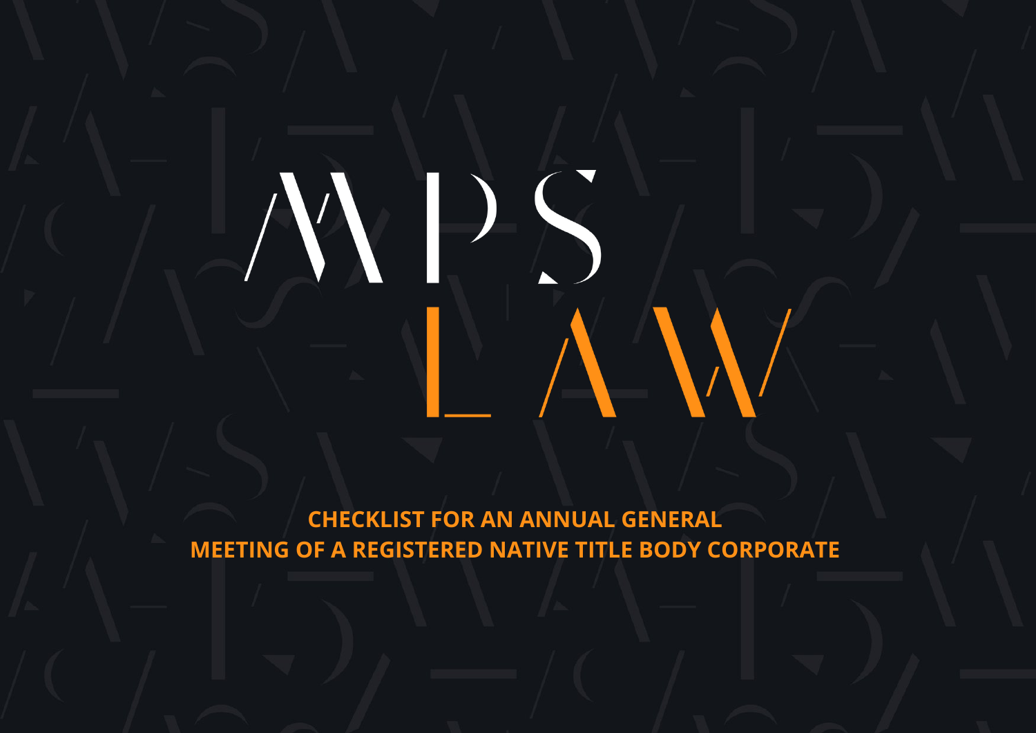# MPS LAW

# CHECKLIST FOR AN ANNUAL GENERAL MEETING OF A REGISTERED NATIVE TITLE BODY CORPORATE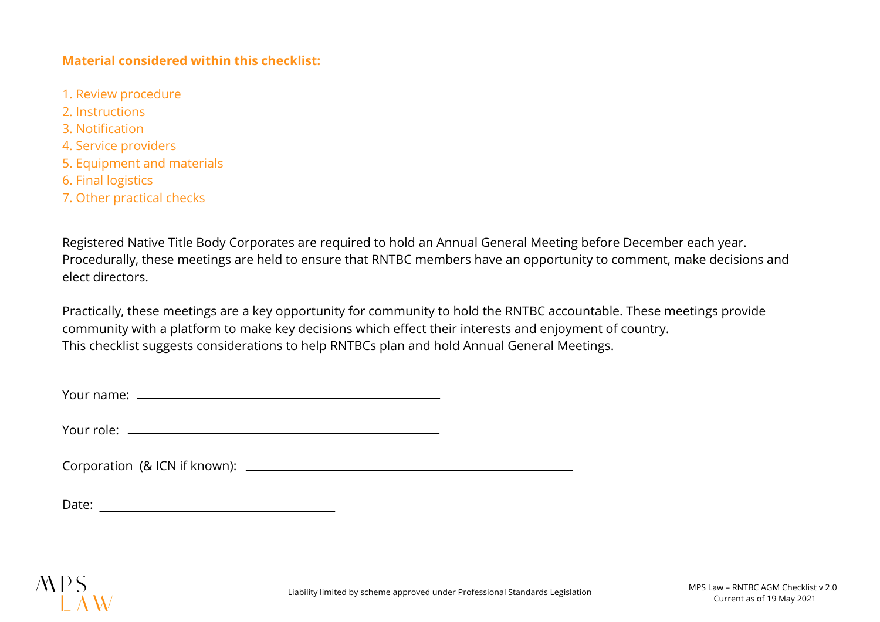**Material considered within this checklist:**

1. Review procedure
2. Instructions
3. Notification
4. Service providers
5. Equipment and materials
6. Final logistics
7. Other practical checks

Registered Native Title Body Corporates are required to hold an Annual General Meeting before December each year. Procedurally, these meetings are held to ensure that RNTBC members have an opportunity to comment, make decisions and elect directors.

Practically, these meetings are a key opportunity for community to hold the RNTBC accountable. These meetings provide community with a platform to make key decisions which effect their interests and enjoyment of country.
This checklist suggests considerations to help RNTBCs plan and hold Annual General Meetings.

Your name: ______________________________

Your role: ______________________________

Corporation (& ICN if known): ______________________________

Date: ______________________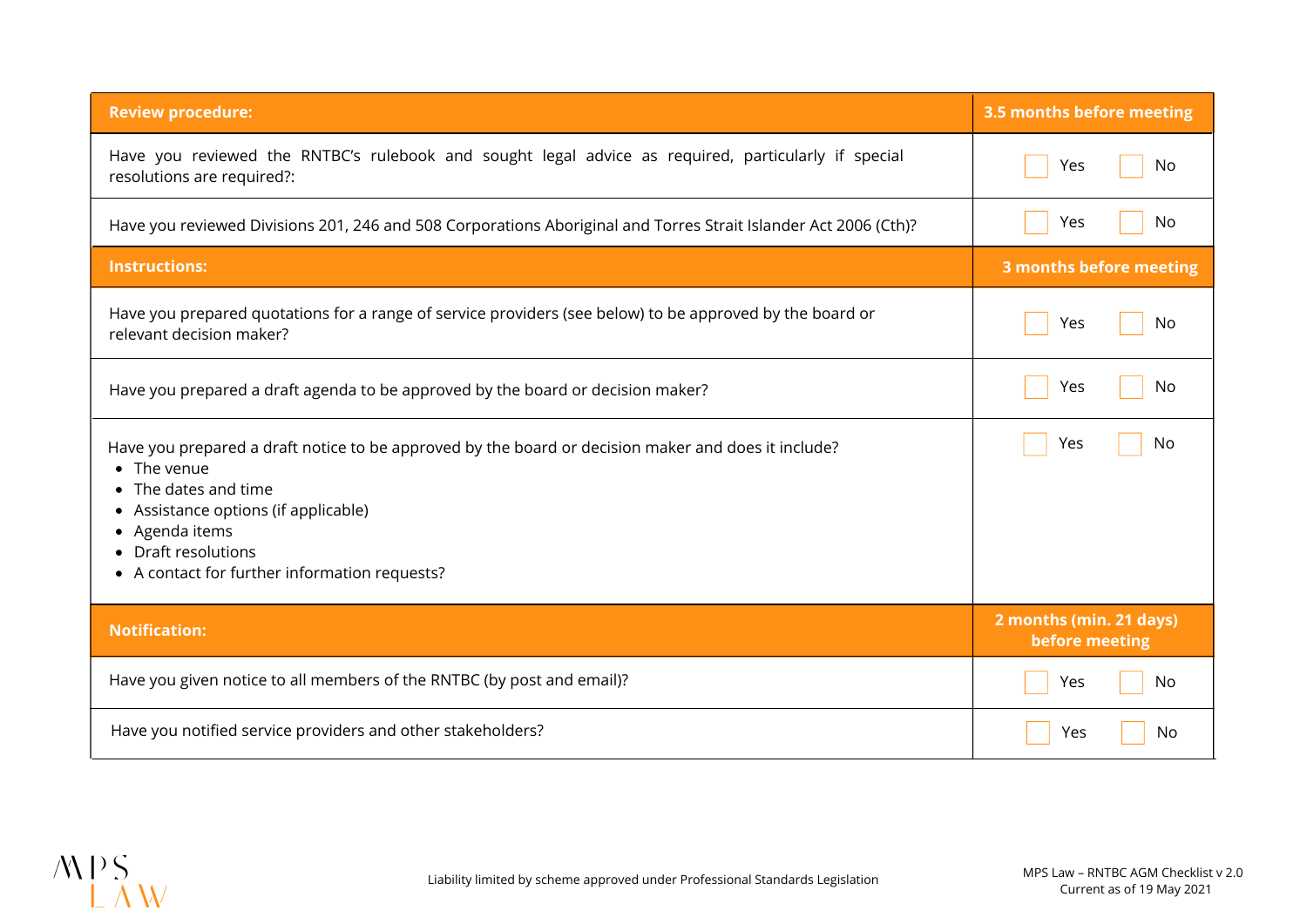| **Review procedure:** | **3.5 months before meeting** |
|---|---|
| Have you reviewed the RNTBC's rulebook and sought legal advice as required, particularly if special resolutions are required?: | ☐ Yes ☐ No |
| Have you reviewed Divisions 201, 246 and 508 Corporations Aboriginal and Torres Strait Islander Act 2006 (Cth)? | ☐ Yes ☐ No |
| **Instructions:** | **3 months before meeting** |
| Have you prepared quotations for a range of service providers (see below) to be approved by the board or relevant decision maker? | ☐ Yes ☐ No |
| Have you prepared a draft agenda to be approved by the board or decision maker? | ☐ Yes ☐ No |
| Have you prepared a draft notice to be approved by the board or decision maker and does it include?<br>• The venue<br>• The dates and time<br>• Assistance options (if applicable)<br>• Agenda items<br>• Draft resolutions<br>• A contact for further information requests? | ☐ Yes ☐ No |
| **Notification:** | **2 months (min. 21 days) before meeting** |
| Have you given notice to all members of the RNTBC (by post and email)? | ☐ Yes ☐ No |
| Have you notified service providers and other stakeholders? | ☐ Yes ☐ No |

Liability limited by scheme approved under Professional Standards Legislation

MPS Law – RNTBC AGM Checklist v 2.0
Current as of 19 May 2021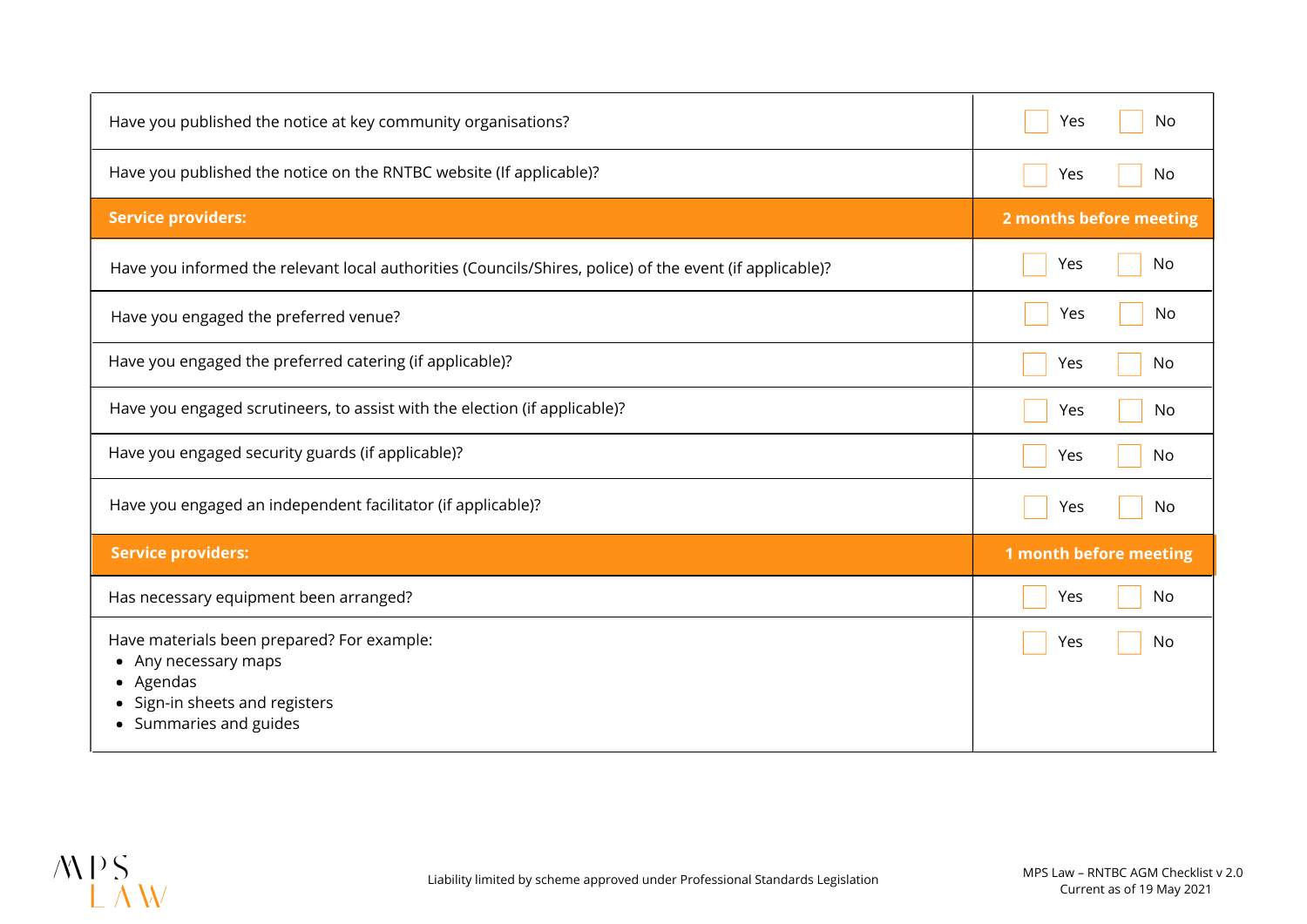| | |
|---|---|
| Have you published the notice at key community organisations? | ☐ Yes ☐ No |
| Have you published the notice on the RNTBC website (If applicable)? | ☐ Yes ☐ No |
| **Service providers:** | **2 months before meeting** |
| Have you informed the relevant local authorities (Councils/Shires, police) of the event (if applicable)? | ☐ Yes ☐ No |
| Have you engaged the preferred venue? | ☐ Yes ☐ No |
| Have you engaged the preferred catering (if applicable)? | ☐ Yes ☐ No |
| Have you engaged scrutineers, to assist with the election (if applicable)? | ☐ Yes ☐ No |
| Have you engaged security guards (if applicable)? | ☐ Yes ☐ No |
| Have you engaged an independent facilitator (if applicable)? | ☐ Yes ☐ No |
| **Service providers:** | **1 month before meeting** |
| Has necessary equipment been arranged? | ☐ Yes ☐ No |
| Have materials been prepared? For example:<br>• Any necessary maps<br>• Agendas<br>• Sign-in sheets and registers<br>• Summaries and guides | ☐ Yes ☐ No |

Liability limited by scheme approved under Professional Standards Legislation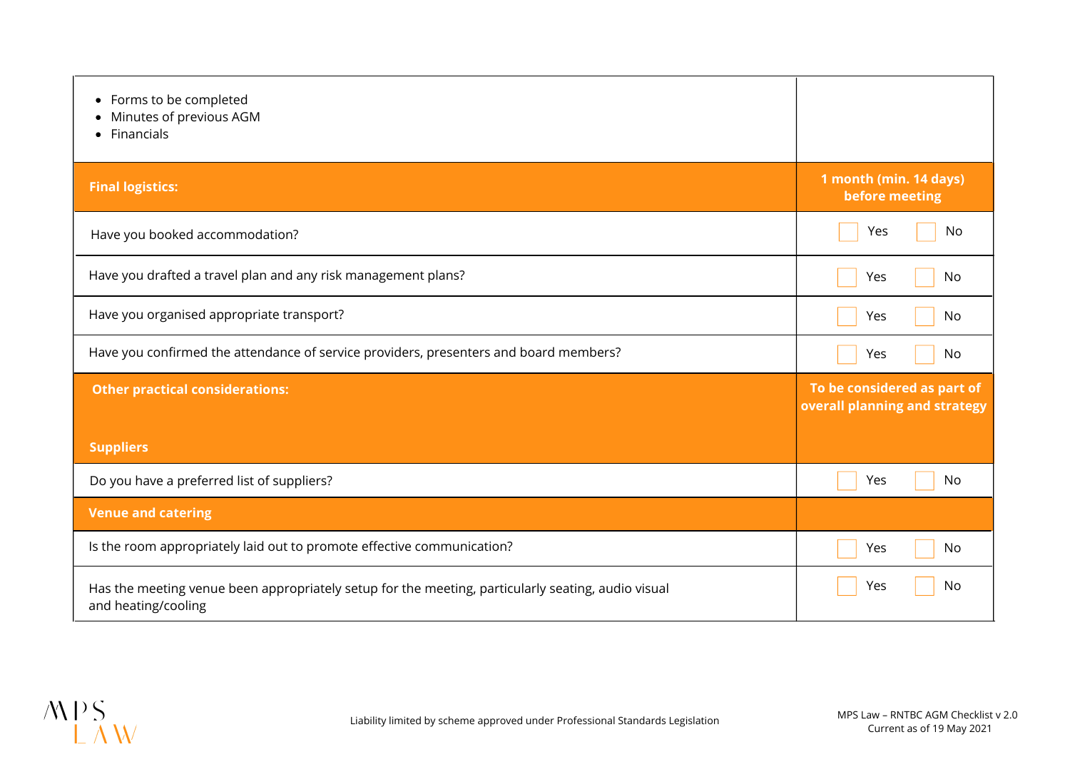| | |
|---|---|
| • Forms to be completed<br>• Minutes of previous AGM<br>• Financials | |
| **Final logistics:** | **1 month (min. 14 days) before meeting** |
| Have you booked accommodation? | ☐ Yes ☐ No |
| Have you drafted a travel plan and any risk management plans? | ☐ Yes ☐ No |
| Have you organised appropriate transport? | ☐ Yes ☐ No |
| Have you confirmed the attendance of service providers, presenters and board members? | ☐ Yes ☐ No |
| **Other practical considerations:**<br><br>**Suppliers** | **To be considered as part of overall planning and strategy** |
| Do you have a preferred list of suppliers? | ☐ Yes ☐ No |
| **Venue and catering** | |
| Is the room appropriately laid out to promote effective communication? | ☐ Yes ☐ No |
| Has the meeting venue been appropriately setup for the meeting, particularly seating, audio visual and heating/cooling | ☐ Yes ☐ No |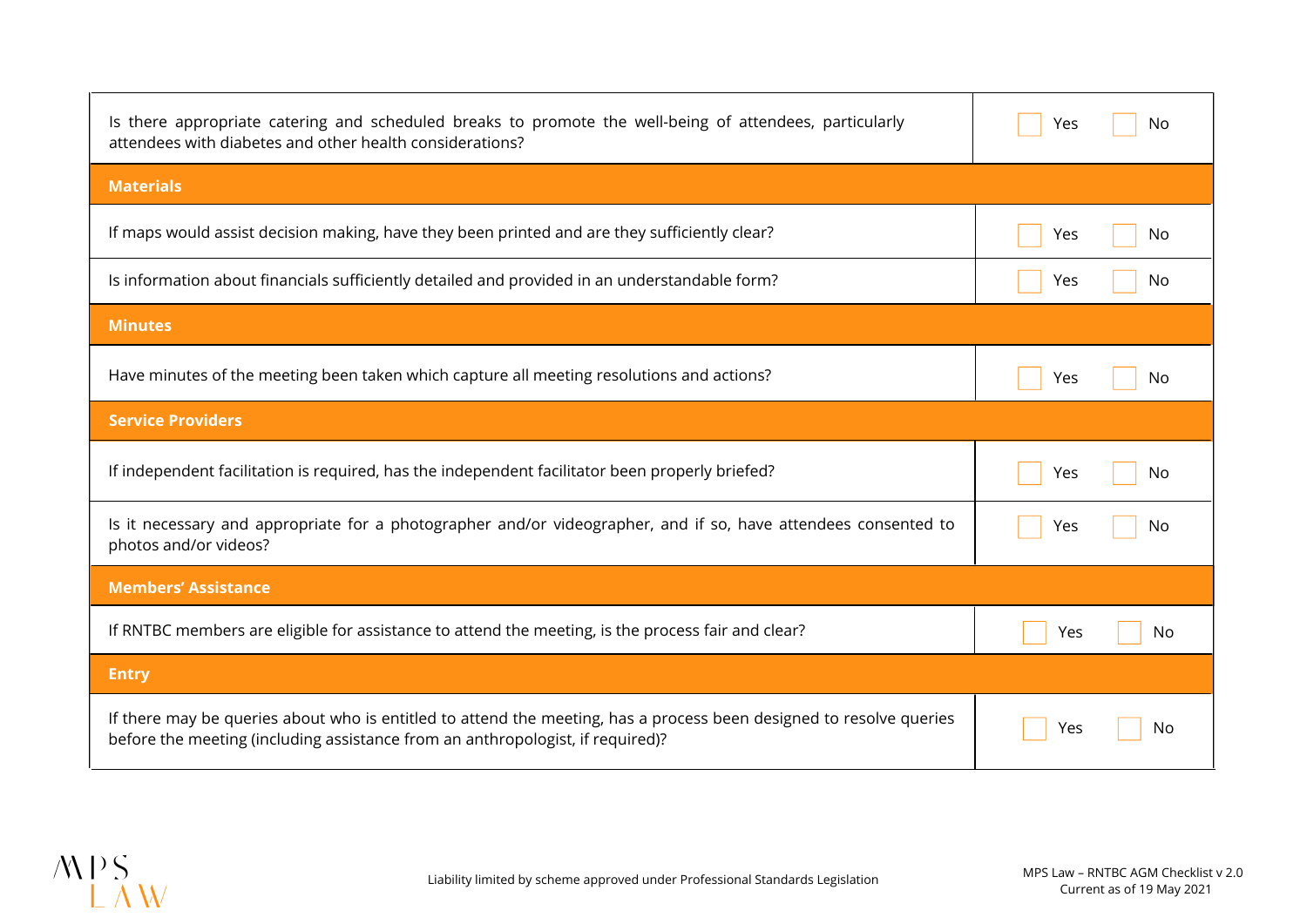| Question | Yes | No |
| --- | --- | --- |
| Is there appropriate catering and scheduled breaks to promote the well-being of attendees, particularly attendees with diabetes and other health considerations? | ☐ Yes | ☐ No |
| **Materials** | | |
| If maps would assist decision making, have they been printed and are they sufficiently clear? | ☐ Yes | ☐ No |
| Is information about financials sufficiently detailed and provided in an understandable form? | ☐ Yes | ☐ No |
| **Minutes** | | |
| Have minutes of the meeting been taken which capture all meeting resolutions and actions? | ☐ Yes | ☐ No |
| **Service Providers** | | |
| If independent facilitation is required, has the independent facilitator been properly briefed? | ☐ Yes | ☐ No |
| Is it necessary and appropriate for a photographer and/or videographer, and if so, have attendees consented to photos and/or videos? | ☐ Yes | ☐ No |
| **Members' Assistance** | | |
| If RNTBC members are eligible for assistance to attend the meeting, is the process fair and clear? | ☐ Yes | ☐ No |
| **Entry** | | |
| If there may be queries about who is entitled to attend the meeting, has a process been designed to resolve queries before the meeting (including assistance from an anthropologist, if required)? | ☐ Yes | ☐ No |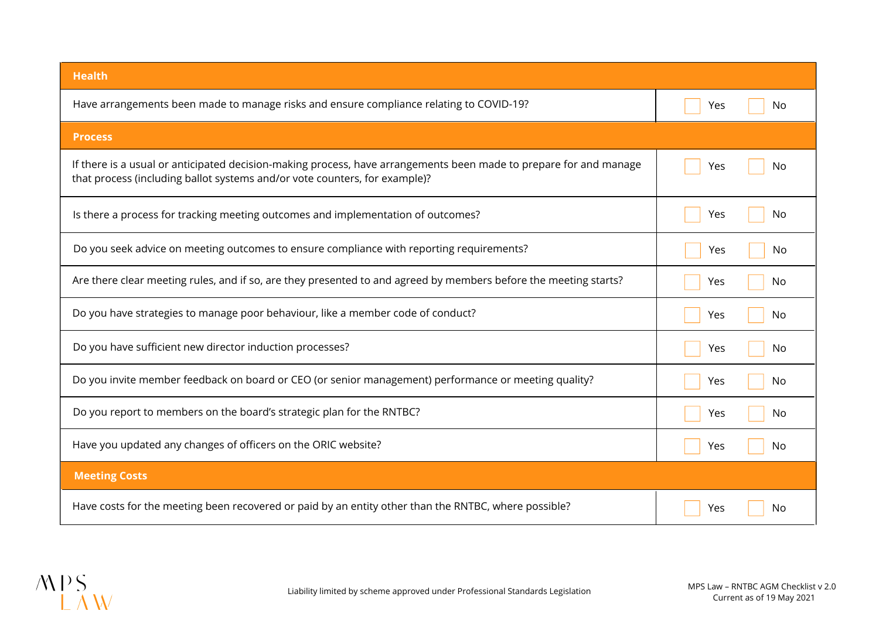| Health | |
|---|---|
| Have arrangements been made to manage risks and ensure compliance relating to COVID-19? | ☐ Yes ☐ No |
| **Process** | |
| If there is a usual or anticipated decision-making process, have arrangements been made to prepare for and manage that process (including ballot systems and/or vote counters, for example)? | ☐ Yes ☐ No |
| Is there a process for tracking meeting outcomes and implementation of outcomes? | ☐ Yes ☐ No |
| Do you seek advice on meeting outcomes to ensure compliance with reporting requirements? | ☐ Yes ☐ No |
| Are there clear meeting rules, and if so, are they presented to and agreed by members before the meeting starts? | ☐ Yes ☐ No |
| Do you have strategies to manage poor behaviour, like a member code of conduct? | ☐ Yes ☐ No |
| Do you have sufficient new director induction processes? | ☐ Yes ☐ No |
| Do you invite member feedback on board or CEO (or senior management) performance or meeting quality? | ☐ Yes ☐ No |
| Do you report to members on the board's strategic plan for the RNTBC? | ☐ Yes ☐ No |
| Have you updated any changes of officers on the ORIC website? | ☐ Yes ☐ No |
| **Meeting Costs** | |
| Have costs for the meeting been recovered or paid by an entity other than the RNTBC, where possible? | ☐ Yes ☐ No |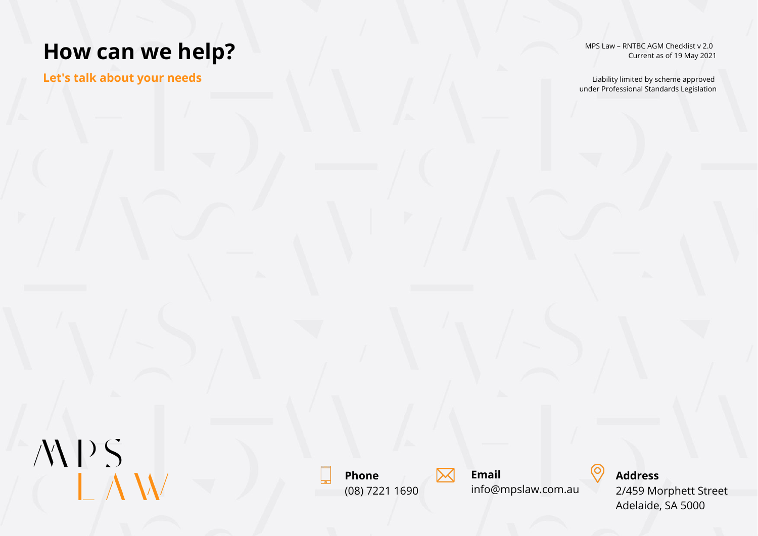# How can we help?

**Let's talk about your needs**

MPS Law – RNTBC AGM Checklist v 2.0
Current as of 19 May 2021

Liability limited by scheme approved under Professional Standards Legislation

MPS LAW

**Phone**
(08) 7221 1690

**Email**
info@mpslaw.com.au

**Address**
2/459 Morphett Street
Adelaide, SA 5000